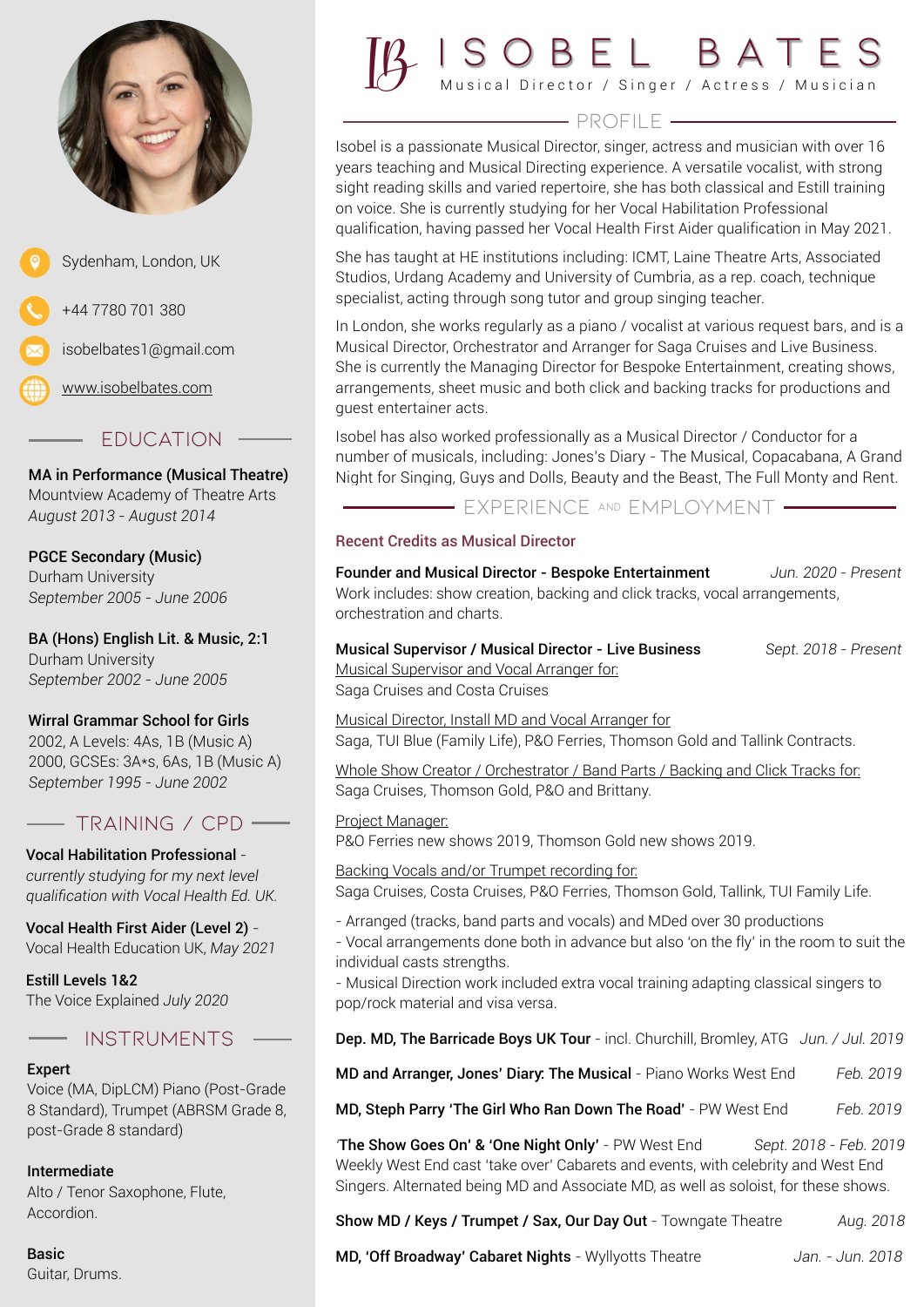# ISOBEL BATES

Musical Director / Singer / Actress / Musician

Sydenham, London, UK

+44 7780 701 380

isobelbates1@gmail.com

www.isobelbates.com

## EDUCATION

**MA in Performance (Musical Theatre)**
Mountview Academy of Theatre Arts
*August 2013 - August 2014*

**PGCE Secondary (Music)**
Durham University
*September 2005 - June 2006*

**BA (Hons) English Lit. & Music, 2:1**
Durham University
*September 2002 - June 2005*

**Wirral Grammar School for Girls**
2002, A Levels: 4As, 1B (Music A)
2000, GCSEs: 3A*s, 6As, 1B (Music A)
*September 1995 - June 2002*

## TRAINING / CPD

**Vocal Habilitation Professional** - *currently studying for my next level qualification with Vocal Health Ed. UK.*

**Vocal Health First Aider (Level 2)** - Vocal Health Education UK, *May 2021*

**Estill Levels 1&2**
The Voice Explained *July 2020*

## INSTRUMENTS

**Expert**
Voice (MA, DipLCM) Piano (Post-Grade 8 Standard), Trumpet (ABRSM Grade 8, post-Grade 8 standard)

**Intermediate**
Alto / Tenor Saxophone, Flute, Accordion.

**Basic**
Guitar, Drums.

## PROFILE

Isobel is a passionate Musical Director, singer, actress and musician with over 16 years teaching and Musical Directing experience. A versatile vocalist, with strong sight reading skills and varied repertoire, she has both classical and Estill training on voice. She is currently studying for her Vocal Habilitation Professional qualification, having passed her Vocal Health First Aider qualification in May 2021.

She has taught at HE institutions including: ICMT, Laine Theatre Arts, Associated Studios, Urdang Academy and University of Cumbria, as a rep. coach, technique specialist, acting through song tutor and group singing teacher.

In London, she works regularly as a piano / vocalist at various request bars, and is a Musical Director, Orchestrator and Arranger for Saga Cruises and Live Business. She is currently the Managing Director for Bespoke Entertainment, creating shows, arrangements, sheet music and both click and backing tracks for productions and guest entertainer acts.

Isobel has also worked professionally as a Musical Director / Conductor for a number of musicals, including: Jones's Diary - The Musical, Copacabana, A Grand Night for Singing, Guys and Dolls, Beauty and the Beast, The Full Monty and Rent.

## EXPERIENCE AND EMPLOYMENT

### Recent Credits as Musical Director

**Founder and Musical Director - Bespoke Entertainment** *Jun. 2020 - Present*
Work includes: show creation, backing and click tracks, vocal arrangements, orchestration and charts.

**Musical Supervisor / Musical Director - Live Business** *Sept. 2018 - Present*
Musical Supervisor and Vocal Arranger for:
Saga Cruises and Costa Cruises

Musical Director, Install MD and Vocal Arranger for
Saga, TUI Blue (Family Life), P&O Ferries, Thomson Gold and Tallink Contracts.

Whole Show Creator / Orchestrator / Band Parts / Backing and Click Tracks for:
Saga Cruises, Thomson Gold, P&O and Brittany.

Project Manager:
P&O Ferries new shows 2019, Thomson Gold new shows 2019.

Backing Vocals and/or Trumpet recording for:
Saga Cruises, Costa Cruises, P&O Ferries, Thomson Gold, Tallink, TUI Family Life.

- Arranged (tracks, band parts and vocals) and MDed over 30 productions
- Vocal arrangements done both in advance but also 'on the fly' in the room to suit the individual casts strengths.
- Musical Direction work included extra vocal training adapting classical singers to pop/rock material and visa versa.

**Dep. MD, The Barricade Boys UK Tour** - incl. Churchill, Bromley, ATG *Jun. / Jul. 2019*

**MD and Arranger, Jones' Diary: The Musical** - Piano Works West End *Feb. 2019*

**MD, Steph Parry 'The Girl Who Ran Down The Road'** - PW West End *Feb. 2019*

**'The Show Goes On' & 'One Night Only'** - PW West End *Sept. 2018 - Feb. 2019*
Weekly West End cast 'take over' Cabarets and events, with celebrity and West End Singers. Alternated being MD and Associate MD, as well as soloist, for these shows.

**Show MD / Keys / Trumpet / Sax, Our Day Out** - Towngate Theatre *Aug. 2018*

**MD, 'Off Broadway' Cabaret Nights** - Wyllyotts Theatre *Jan. - Jun. 2018*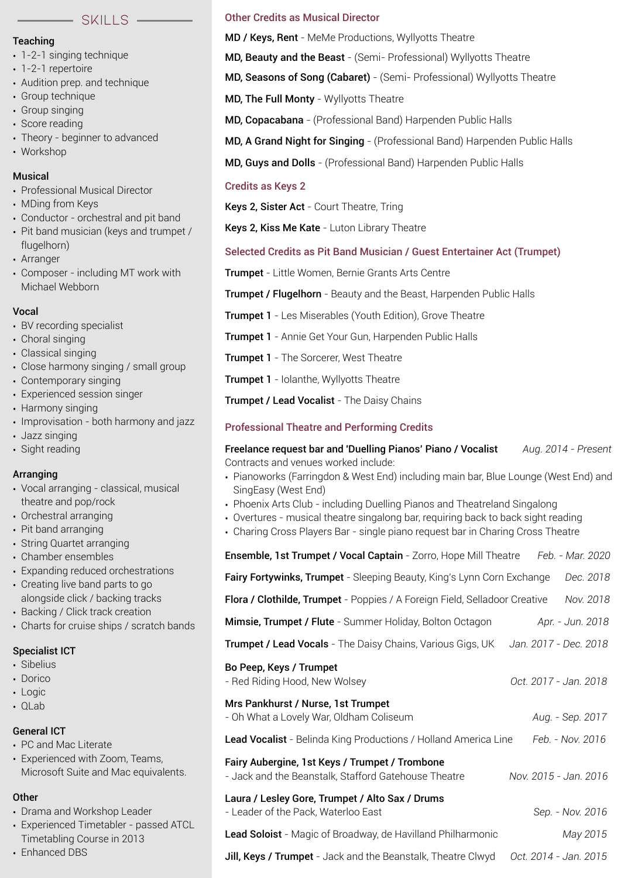## SKILLS

### Teaching

- 1-2-1 singing technique
- 1-2-1 repertoire
- Audition prep. and technique
- Group technique
- Group singing
- Score reading
- Theory - beginner to advanced
- Workshop

### Musical

- Professional Musical Director
- MDing from Keys
- Conductor - orchestral and pit band
- Pit band musician (keys and trumpet / flugelhorn)
- Arranger
- Composer - including MT work with Michael Webborn

### Vocal

- BV recording specialist
- Choral singing
- Classical singing
- Close harmony singing / small group
- Contemporary singing
- Experienced session singer
- Harmony singing
- Improvisation - both harmony and jazz
- Jazz singing
- Sight reading

### Arranging

- Vocal arranging - classical, musical theatre and pop/rock
- Orchestral arranging
- Pit band arranging
- String Quartet arranging
- Chamber ensembles
- Expanding reduced orchestrations
- Creating live band parts to go alongside click / backing tracks
- Backing / Click track creation
- Charts for cruise ships / scratch bands

### Specialist ICT

- Sibelius
- Dorico
- Logic
- QLab

### General ICT

- PC and Mac Literate
- Experienced with Zoom, Teams, Microsoft Suite and Mac equivalents.

### Other

- Drama and Workshop Leader
- Experienced Timetabler - passed ATCL Timetabling Course in 2013
- Enhanced DBS

## Other Credits as Musical Director

**MD / Keys, Rent** - MeMe Productions, Wyllyotts Theatre

**MD, Beauty and the Beast** - (Semi- Professional) Wyllyotts Theatre

**MD, Seasons of Song (Cabaret)** - (Semi- Professional) Wyllyotts Theatre

**MD, The Full Monty** - Wyllyotts Theatre

**MD, Copacabana** - (Professional Band) Harpenden Public Halls

**MD, A Grand Night for Singing** - (Professional Band) Harpenden Public Halls

**MD, Guys and Dolls** - (Professional Band) Harpenden Public Halls

## Credits as Keys 2

**Keys 2, Sister Act** - Court Theatre, Tring

**Keys 2, Kiss Me Kate** - Luton Library Theatre

## Selected Credits as Pit Band Musician / Guest Entertainer Act (Trumpet)

**Trumpet** - Little Women, Bernie Grants Arts Centre

**Trumpet / Flugelhorn** - Beauty and the Beast, Harpenden Public Halls

**Trumpet 1** - Les Miserables (Youth Edition), Grove Theatre

**Trumpet 1** - Annie Get Your Gun, Harpenden Public Halls

**Trumpet 1** - The Sorcerer, West Theatre

**Trumpet 1** - Iolanthe, Wyllyotts Theatre

**Trumpet / Lead Vocalist** - The Daisy Chains

## Professional Theatre and Performing Credits

**Freelance request bar and 'Duelling Pianos' Piano / Vocalist** *Aug. 2014 - Present*
Contracts and venues worked include:

- Pianoworks (Farringdon & West End) including main bar, Blue Lounge (West End) and SingEasy (West End)
- Phoenix Arts Club - including Duelling Pianos and Theatreland Singalong
- Overtures - musical theatre singalong bar, requiring back to back sight reading
- Charing Cross Players Bar - single piano request bar in Charing Cross Theatre

**Ensemble, 1st Trumpet / Vocal Captain** - Zorro, Hope Mill Theatre *Feb. - Mar. 2020*

**Fairy Fortywinks, Trumpet** - Sleeping Beauty, King's Lynn Corn Exchange *Dec. 2018*

**Flora / Clothilde, Trumpet** - Poppies / A Foreign Field, Selladoor Creative *Nov. 2018*

**Mimsie, Trumpet / Flute** - Summer Holiday, Bolton Octagon *Apr. - Jun. 2018*

**Trumpet / Lead Vocals** - The Daisy Chains, Various Gigs, UK *Jan. 2017 - Dec. 2018*

**Bo Peep, Keys / Trumpet**
- Red Riding Hood, New Wolsey *Oct. 2017 - Jan. 2018*

**Mrs Pankhurst / Nurse, 1st Trumpet**
- Oh What a Lovely War, Oldham Coliseum *Aug. - Sep. 2017*

**Lead Vocalist** - Belinda King Productions / Holland America Line *Feb. - Nov. 2016*

**Fairy Aubergine, 1st Keys / Trumpet / Trombone**
- Jack and the Beanstalk, Stafford Gatehouse Theatre *Nov. 2015 - Jan. 2016*

**Laura / Lesley Gore, Trumpet / Alto Sax / Drums**
- Leader of the Pack, Waterloo East *Sep. - Nov. 2016*

**Lead Soloist** - Magic of Broadway, de Havilland Philharmonic *May 2015*

**Jill, Keys / Trumpet** - Jack and the Beanstalk, Theatre Clwyd *Oct. 2014 - Jan. 2015*